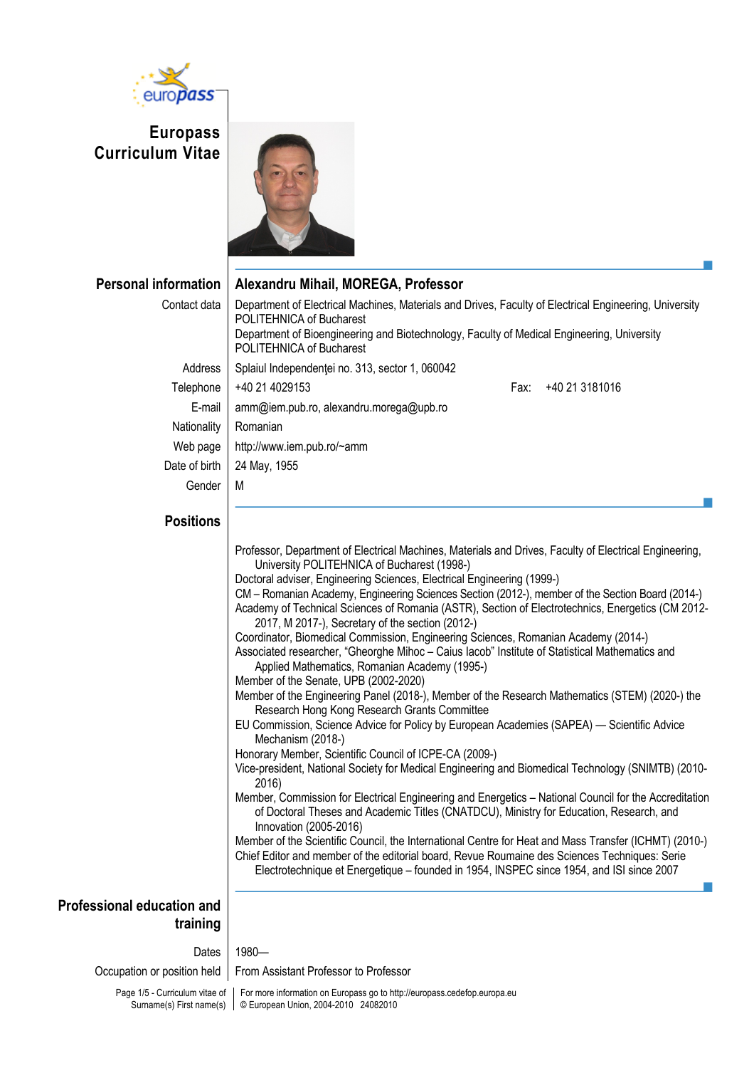# Europass Curriculum Vitae

## Personal information

**Alexandru Mihail, MOREGA, Professor**

| | |
|---|---|
| Contact data | Department of Electrical Machines, Materials and Drives, Faculty of Electrical Engineering, University POLITEHNICA of Bucharest<br>Department of Bioengineering and Biotechnology, Faculty of Medical Engineering, University POLITEHNICA of Bucharest |
| Address | Splaiul Independenţei no. 313, sector 1, 060042 |
| Telephone | +40 21 4029153 &nbsp;&nbsp;&nbsp; Fax: +40 21 3181016 |
| E-mail | amm@iem.pub.ro, alexandru.morega@upb.ro |
| Nationality | Romanian |
| Web page | http://www.iem.pub.ro/~amm |
| Date of birth | 24 May, 1955 |
| Gender | M |

## Positions

Professor, Department of Electrical Machines, Materials and Drives, Faculty of Electrical Engineering, University POLITEHNICA of Bucharest (1998-)
Doctoral adviser, Engineering Sciences, Electrical Engineering (1999-)
CM – Romanian Academy, Engineering Sciences Section (2012-), member of the Section Board (2014-)
Academy of Technical Sciences of Romania (ASTR), Section of Electrotechnics, Energetics (CM 2012-2017, M 2017-), Secretary of the section (2012-)
Coordinator, Biomedical Commission, Engineering Sciences, Romanian Academy (2014-)
Associated researcher, "Gheorghe Mihoc – Caius Iacob" Institute of Statistical Mathematics and Applied Mathematics, Romanian Academy (1995-)
Member of the Senate, UPB (2002-2020)
Member of the Engineering Panel (2018-), Member of the Research Mathematics (STEM) (2020-) the Research Hong Kong Research Grants Committee
EU Commission, Science Advice for Policy by European Academies (SAPEA) — Scientific Advice Mechanism (2018-)
Honorary Member, Scientific Council of ICPE-CA (2009-)
Vice-president, National Society for Medical Engineering and Biomedical Technology (SNIMTB) (2010-2016)
Member, Commission for Electrical Engineering and Energetics – National Council for the Accreditation of Doctoral Theses and Academic Titles (CNATDCU), Ministry for Education, Research, and Innovation (2005-2016)
Member of the Scientific Council, the International Centre for Heat and Mass Transfer (ICHMT) (2010-)
Chief Editor and member of the editorial board, Revue Roumaine des Sciences Techniques: Serie Electrotechnique et Energetique – founded in 1954, INSPEC since 1954, and ISI since 2007

## Professional education and training

| | |
|---|---|
| Dates | 1980— |
| Occupation or position held | From Assistant Professor to Professor |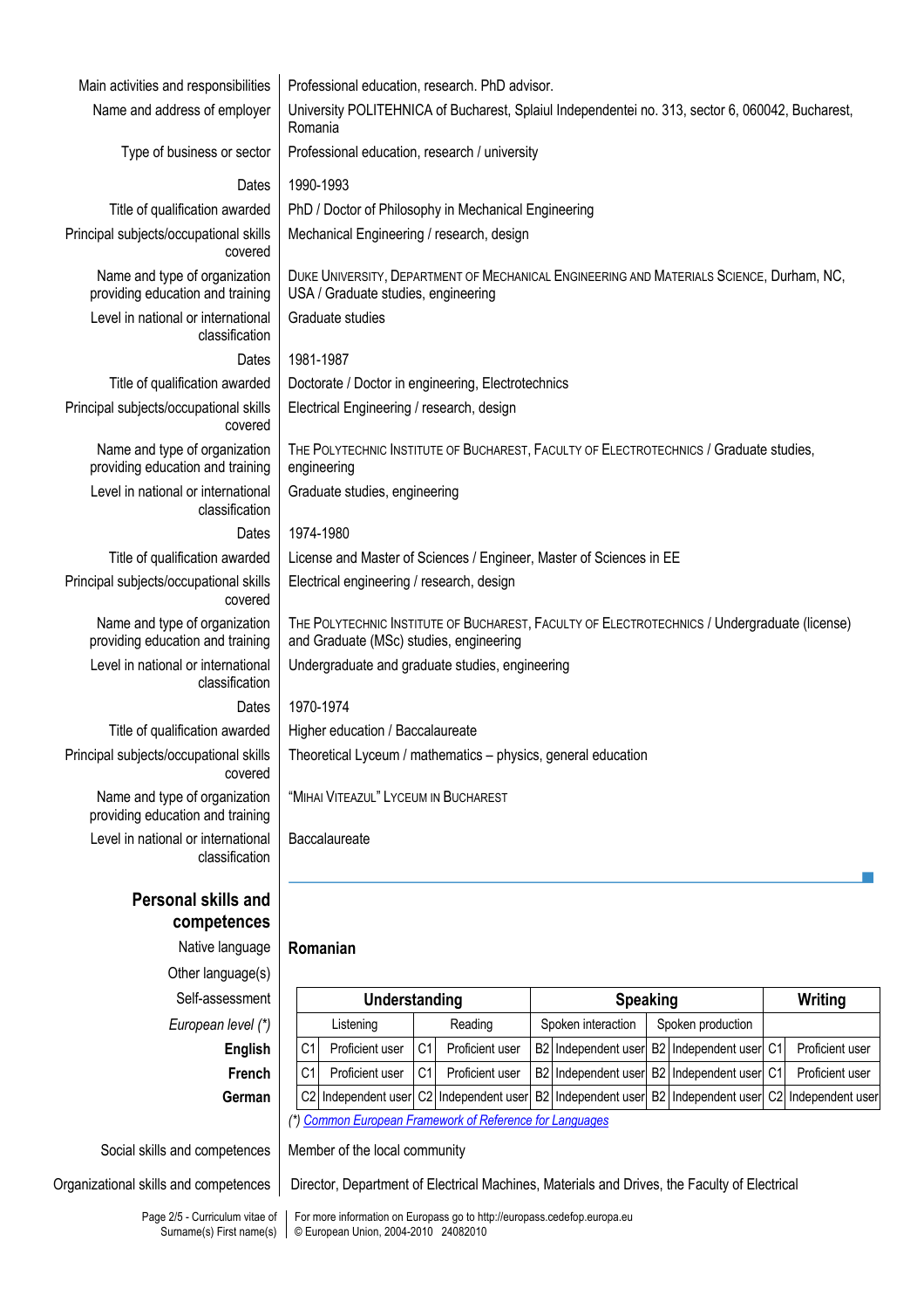| | |
|---|---|
| Main activities and responsibilities | Professional education, research. PhD advisor. |
| Name and address of employer | University POLITEHNICA of Bucharest, Splaiul Independentei no. 313, sector 6, 060042, Bucharest, Romania |
| Type of business or sector | Professional education, research / university |
| Dates | 1990-1993 |
| Title of qualification awarded | PhD / Doctor of Philosophy in Mechanical Engineering |
| Principal subjects/occupational skills covered | Mechanical Engineering / research, design |
| Name and type of organization providing education and training | DUKE UNIVERSITY, DEPARTMENT OF MECHANICAL ENGINEERING AND MATERIALS SCIENCE, Durham, NC, USA / Graduate studies, engineering |
| Level in national or international classification | Graduate studies |
| Dates | 1981-1987 |
| Title of qualification awarded | Doctorate / Doctor in engineering, Electrotechnics |
| Principal subjects/occupational skills covered | Electrical Engineering / research, design |
| Name and type of organization providing education and training | THE POLYTECHNIC INSTITUTE OF BUCHAREST, FACULTY OF ELECTROTECHNICS / Graduate studies, engineering |
| Level in national or international classification | Graduate studies, engineering |
| Dates | 1974-1980 |
| Title of qualification awarded | License and Master of Sciences / Engineer, Master of Sciences in EE |
| Principal subjects/occupational skills covered | Electrical engineering / research, design |
| Name and type of organization providing education and training | THE POLYTECHNIC INSTITUTE OF BUCHAREST, FACULTY OF ELECTROTECHNICS / Undergraduate (license) and Graduate (MSc) studies, engineering |
| Level in national or international classification | Undergraduate and graduate studies, engineering |
| Dates | 1970-1974 |
| Title of qualification awarded | Higher education / Baccalaureate |
| Principal subjects/occupational skills covered | Theoretical Lyceum / mathematics – physics, general education |
| Name and type of organization providing education and training | "MIHAI VITEAZUL" LYCEUM IN BUCHAREST |
| Level in national or international classification | Baccalaureate |

## Personal skills and competences

Native language: **Romanian**

Other language(s)

| Self-assessment | Understanding | | | | Speaking | | | | Writing | |
|---|---|---|---|---|---|---|---|---|---|---|
| *European level (\*)* | Listening | | Reading | | Spoken interaction | | Spoken production | | | |
| **English** | C1 | Proficient user | C1 | Proficient user | B2 | Independent user | B2 | Independent user | C1 | Proficient user |
| **French** | C1 | Proficient user | C1 | Proficient user | B2 | Independent user | B2 | Independent user | C1 | Proficient user |
| **German** | C2 | Independent user | C2 | Independent user | B2 | Independent user | B2 | Independent user | C2 | Independent user |

*(\*) Common European Framework of Reference for Languages*

| | |
|---|---|
| Social skills and competences | Member of the local community |
| Organizational skills and competences | Director, Department of Electrical Machines, Materials and Drives, the Faculty of Electrical |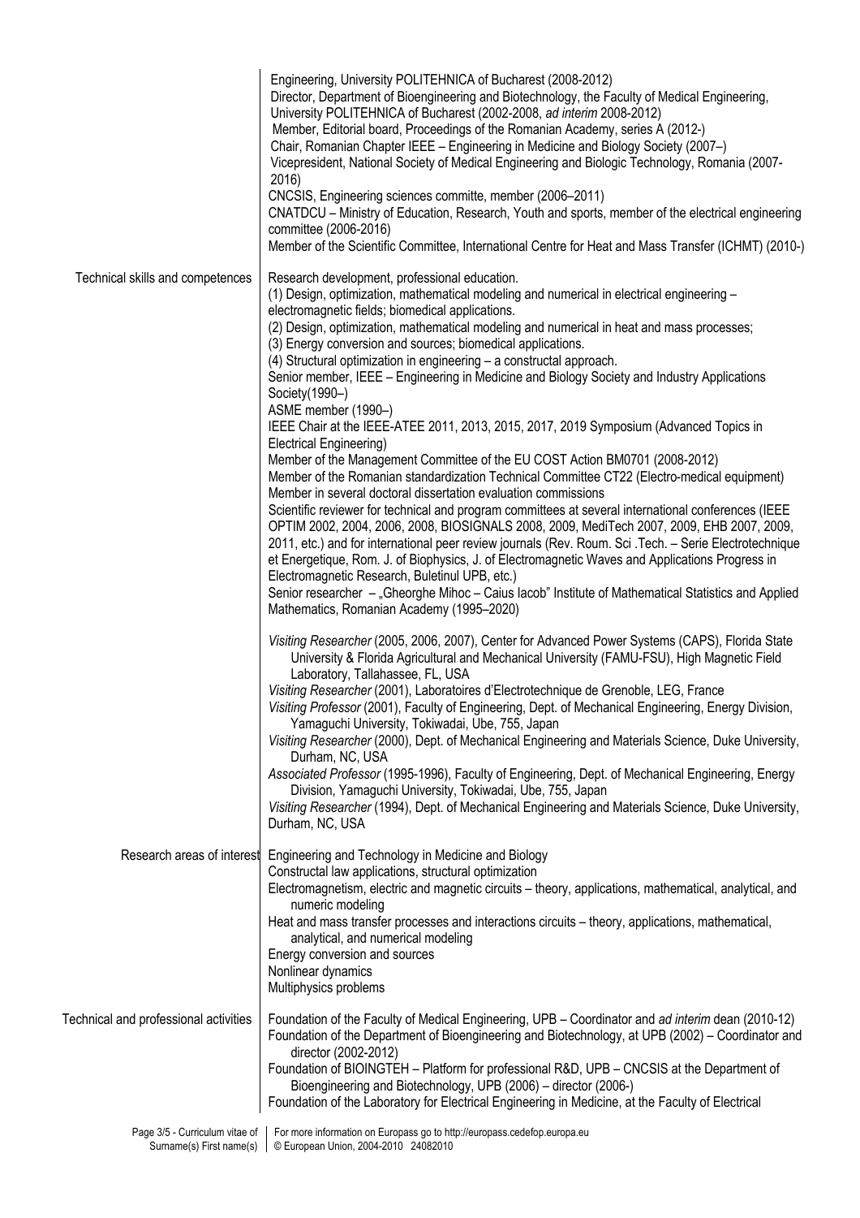Engineering, University POLITEHNICA of Bucharest (2008-2012)
Director, Department of Bioengineering and Biotechnology, the Faculty of Medical Engineering, University POLITEHNICA of Bucharest (2002-2008, *ad interim* 2008-2012)
Member, Editorial board, Proceedings of the Romanian Academy, series A (2012-)
Chair, Romanian Chapter IEEE – Engineering in Medicine and Biology Society (2007–)
Vicepresident, National Society of Medical Engineering and Biologic Technology, Romania (2007-2016)
CNCSIS, Engineering sciences committe, member (2006–2011)
CNATDCU – Ministry of Education, Research, Youth and sports, member of the electrical engineering committee (2006-2016)
Member of the Scientific Committee, International Centre for Heat and Mass Transfer (ICHMT) (2010-)

**Technical skills and competences**

Research development, professional education.
(1) Design, optimization, mathematical modeling and numerical in electrical engineering – electromagnetic fields; biomedical applications.
(2) Design, optimization, mathematical modeling and numerical in heat and mass processes;
(3) Energy conversion and sources; biomedical applications.
(4) Structural optimization in engineering – a constructal approach.
Senior member, IEEE – Engineering in Medicine and Biology Society and Industry Applications Society(1990–)
ASME member (1990–)
IEEE Chair at the IEEE-ATEE 2011, 2013, 2015, 2017, 2019 Symposium (Advanced Topics in Electrical Engineering)
Member of the Management Committee of the EU COST Action BM0701 (2008-2012)
Member of the Romanian standardization Technical Committee CT22 (Electro-medical equipment)
Member in several doctoral dissertation evaluation commissions
Scientific reviewer for technical and program committees at several international conferences (IEEE OPTIM 2002, 2004, 2006, 2008, BIOSIGNALS 2008, 2009, MediTech 2007, 2009, EHB 2007, 2009, 2011, etc.) and for international peer review journals (Rev. Roum. Sci .Tech. – Serie Electrotechnique et Energetique, Rom. J. of Biophysics, J. of Electromagnetic Waves and Applications Progress in Electromagnetic Research, Buletinul UPB, etc.)
Senior researcher – „Gheorghe Mihoc – Caius Iacob" Institute of Mathematical Statistics and Applied Mathematics, Romanian Academy (1995–2020)

*Visiting Researcher* (2005, 2006, 2007), Center for Advanced Power Systems (CAPS), Florida State University & Florida Agricultural and Mechanical University (FAMU-FSU), High Magnetic Field Laboratory, Tallahassee, FL, USA
*Visiting Researcher* (2001), Laboratoires d'Electrotechnique de Grenoble, LEG, France
*Visiting Professor* (2001), Faculty of Engineering, Dept. of Mechanical Engineering, Energy Division, Yamaguchi University, Tokiwadai, Ube, 755, Japan
*Visiting Researcher* (2000), Dept. of Mechanical Engineering and Materials Science, Duke University, Durham, NC, USA
*Associated Professor* (1995-1996), Faculty of Engineering, Dept. of Mechanical Engineering, Energy Division, Yamaguchi University, Tokiwadai, Ube, 755, Japan
*Visiting Researcher* (1994), Dept. of Mechanical Engineering and Materials Science, Duke University, Durham, NC, USA

**Research areas of interest**

Engineering and Technology in Medicine and Biology
Constructal law applications, structural optimization
Electromagnetism, electric and magnetic circuits – theory, applications, mathematical, analytical, and numeric modeling
Heat and mass transfer processes and interactions circuits – theory, applications, mathematical, analytical, and numerical modeling
Energy conversion and sources
Nonlinear dynamics
Multiphysics problems

**Technical and professional activities**

Foundation of the Faculty of Medical Engineering, UPB – Coordinator and *ad interim* dean (2010-12)
Foundation of the Department of Bioengineering and Biotechnology, at UPB (2002) – Coordinator and director (2002-2012)
Foundation of BIOINGTEH – Platform for professional R&D, UPB – CNCSIS at the Department of Bioengineering and Biotechnology, UPB (2006) – director (2006-)
Foundation of the Laboratory for Electrical Engineering in Medicine, at the Faculty of Electrical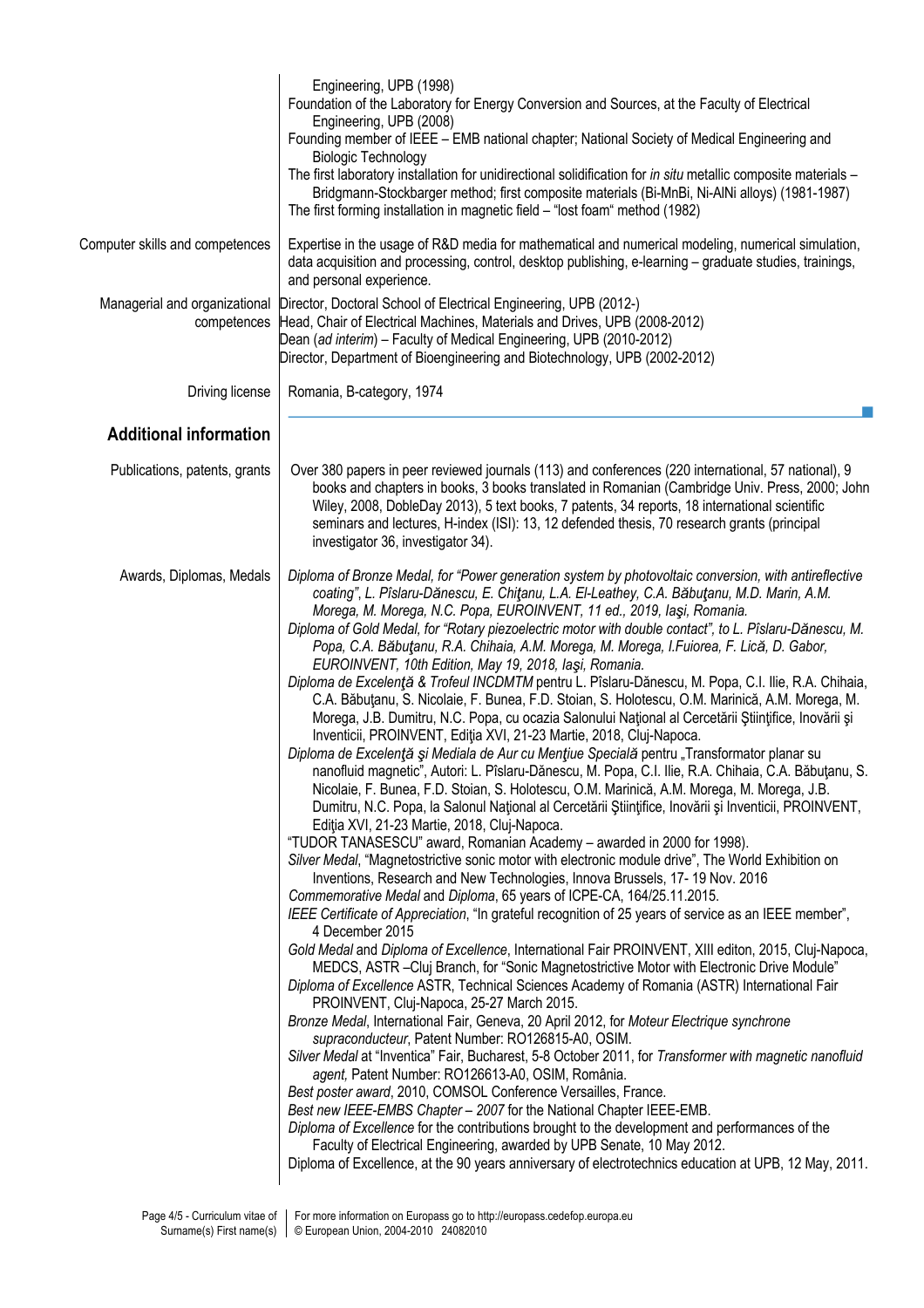Engineering, UPB (1998)
Foundation of the Laboratory for Energy Conversion and Sources, at the Faculty of Electrical Engineering, UPB (2008)
Founding member of IEEE – EMB national chapter; National Society of Medical Engineering and Biologic Technology
The first laboratory installation for unidirectional solidification for *in situ* metallic composite materials – Bridgmann-Stockbarger method; first composite materials (Bi-MnBi, Ni-AlNi alloys) (1981-1987)
The first forming installation in magnetic field – "lost foam" method (1982)

| | |
|---|---|
| Computer skills and competences | Expertise in the usage of R&D media for mathematical and numerical modeling, numerical simulation, data acquisition and processing, control, desktop publishing, e-learning – graduate studies, trainings, and personal experience. |
| Managerial and organizational competences | Director, Doctoral School of Electrical Engineering, UPB (2012-)<br>Head, Chair of Electrical Machines, Materials and Drives, UPB (2008-2012)<br>Dean (*ad interim*) – Faculty of Medical Engineering, UPB (2010-2012)<br>Director, Department of Bioengineering and Biotechnology, UPB (2002-2012) |
| Driving license | Romania, B-category, 1974 |

## Additional information

| | |
|---|---|
| Publications, patents, grants | Over 380 papers in peer reviewed journals (113) and conferences (220 international, 57 national), 9 books and chapters in books, 3 books translated in Romanian (Cambridge Univ. Press, 2000; John Wiley, 2008, DobleDay 2013), 5 text books, 7 patents, 34 reports, 18 international scientific seminars and lectures, H-index (ISI): 13, 12 defended thesis, 70 research grants (principal investigator 36, investigator 34). |

**Awards, Diplomas, Medals**

*Diploma of Bronze Medal, for "Power generation system by photovoltaic conversion, with antireflective coating", L. Pîslaru-Dănescu, E. Chiţanu, L.A. El-Leathey, C.A. Băbuţanu, M.D. Marin, A.M. Morega, M. Morega, N.C. Popa, EUROINVENT, 11 ed., 2019, Iaşi, Romania.*

*Diploma of Gold Medal, for "Rotary piezoelectric motor with double contact", to L. Pîslaru-Dănescu, M. Popa, C.A. Băbuţanu, R.A. Chihaia, A.M. Morega, M. Morega, I.Fuiorea, F. Lică, D. Gabor, EUROINVENT, 10th Edition, May 19, 2018, Iaşi, Romania.*

*Diploma de Excelenţă & Trofeul INCDMTM* pentru L. Pîslaru-Dănescu, M. Popa, C.I. Ilie, R.A. Chihaia, C.A. Băbuţanu, S. Nicolaie, F. Bunea, F.D. Stoian, S. Holotescu, O.M. Marinică, A.M. Morega, M. Morega, J.B. Dumitru, N.C. Popa, cu ocazia Salonului Naţional al Cercetării Ştiinţifice, Inovării şi Inventicii, PROINVENT, Ediţia XVI, 21-23 Martie, 2018, Cluj-Napoca.

*Diploma de Excelenţă şi Mediala de Aur cu Menţiue Specială* pentru „Transformator planar su nanofluid magnetic", Autori: L. Pîslaru-Dănescu, M. Popa, C.I. Ilie, R.A. Chihaia, C.A. Băbuţanu, S. Nicolaie, F. Bunea, F.D. Stoian, S. Holotescu, O.M. Marinică, A.M. Morega, M. Morega, J.B. Dumitru, N.C. Popa, la Salonul Naţional al Cercetării Ştiinţifice, Inovării şi Inventicii, PROINVENT, Ediţia XVI, 21-23 Martie, 2018, Cluj-Napoca.

"TUDOR TANASESCU" award, Romanian Academy – awarded in 2000 for 1998).

*Silver Medal*, "Magnetostrictive sonic motor with electronic module drive", The World Exhibition on Inventions, Research and New Technologies, Innova Brussels, 17- 19 Nov. 2016

*Commemorative Medal* and *Diploma*, 65 years of ICPE-CA, 164/25.11.2015.

*IEEE Certificate of Appreciation*, "In grateful recognition of 25 years of service as an IEEE member", 4 December 2015

*Gold Medal* and *Diploma of Excellence*, International Fair PROINVENT, XIII editon, 2015, Cluj-Napoca, MEDCS, ASTR –Cluj Branch, for "Sonic Magnetostrictive Motor with Electronic Drive Module"

*Diploma of Excellence* ASTR, Technical Sciences Academy of Romania (ASTR) International Fair PROINVENT, Cluj-Napoca, 25-27 March 2015.

*Bronze Medal*, International Fair, Geneva, 20 April 2012, for *Moteur Electrique synchrone supraconducteur*, Patent Number: RO126815-A0, OSIM.

*Silver Medal* at "Inventica" Fair, Bucharest, 5-8 October 2011, for *Transformer with magnetic nanofluid agent,* Patent Number: RO126613-A0, OSIM, România.

*Best poster award*, 2010, COMSOL Conference Versailles, France.

*Best new IEEE-EMBS Chapter – 2007* for the National Chapter IEEE-EMB.

*Diploma of Excellence* for the contributions brought to the development and performances of the Faculty of Electrical Engineering, awarded by UPB Senate, 10 May 2012.

Diploma of Excellence, at the 90 years anniversary of electrotechnics education at UPB, 12 May, 2011.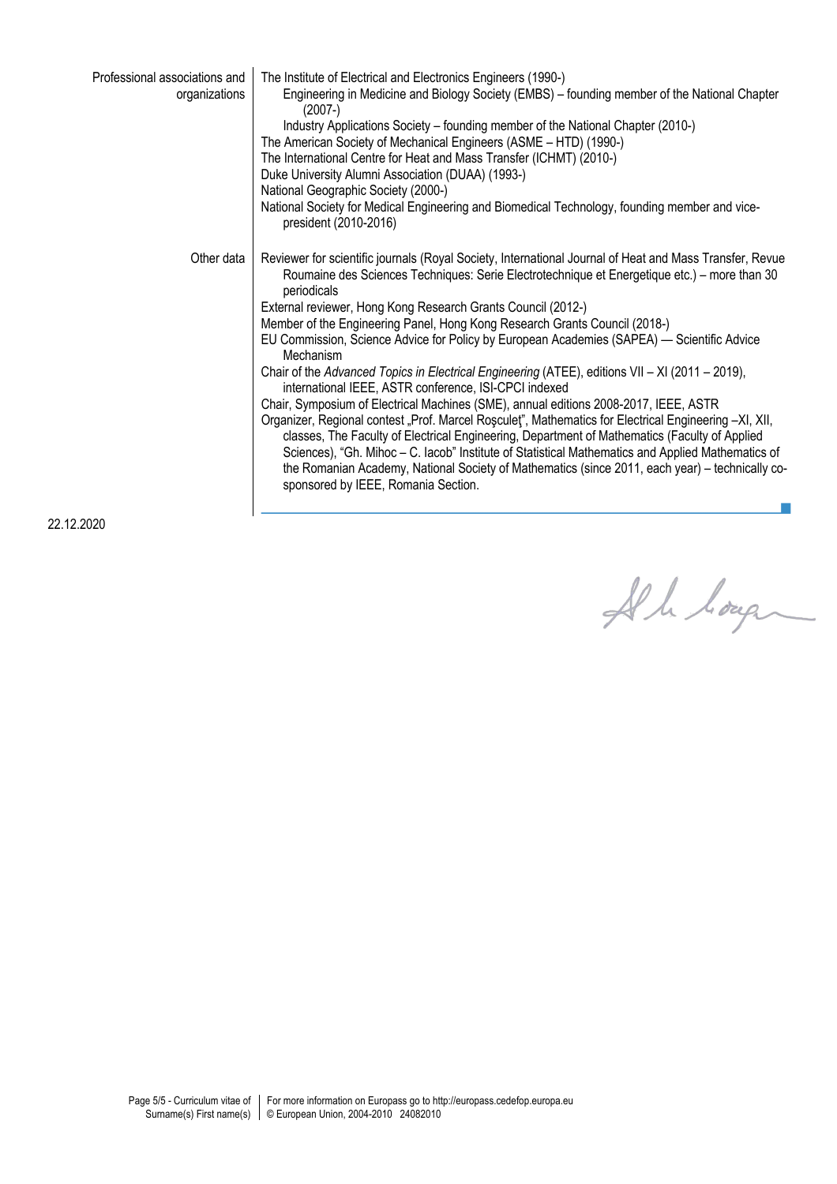| | |
|---|---|
| Professional associations and organizations | The Institute of Electrical and Electronics Engineers (1990-)<br>Engineering in Medicine and Biology Society (EMBS) – founding member of the National Chapter (2007-)<br>Industry Applications Society – founding member of the National Chapter (2010-)<br>The American Society of Mechanical Engineers (ASME – HTD) (1990-)<br>The International Centre for Heat and Mass Transfer (ICHMT) (2010-)<br>Duke University Alumni Association (DUAA) (1993-)<br>National Geographic Society (2000-)<br>National Society for Medical Engineering and Biomedical Technology, founding member and vice-president (2010-2016) |
| Other data | Reviewer for scientific journals (Royal Society, International Journal of Heat and Mass Transfer, Revue Roumaine des Sciences Techniques: Serie Electrotechnique et Energetique etc.) – more than 30 periodicals<br>External reviewer, Hong Kong Research Grants Council (2012-)<br>Member of the Engineering Panel, Hong Kong Research Grants Council (2018-)<br>EU Commission, Science Advice for Policy by European Academies (SAPEA) — Scientific Advice Mechanism<br>Chair of the *Advanced Topics in Electrical Engineering* (ATEE), editions VII – XI (2011 – 2019), international IEEE, ASTR conference, ISI-CPCI indexed<br>Chair, Symposium of Electrical Machines (SME), annual editions 2008-2017, IEEE, ASTR<br>Organizer, Regional contest „Prof. Marcel Roşculeţ", Mathematics for Electrical Engineering –XI, XII, classes, The Faculty of Electrical Engineering, Department of Mathematics (Faculty of Applied Sciences), "Gh. Mihoc – C. Iacob" Institute of Statistical Mathematics and Applied Mathematics of the Romanian Academy, National Society of Mathematics (since 2011, each year) – technically co-sponsored by IEEE, Romania Section. |

22.12.2020